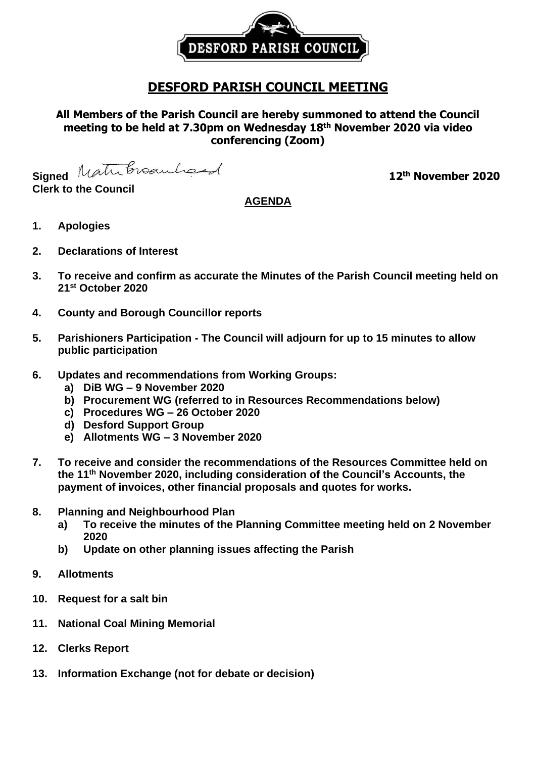# DESFORD PARISH COUNCIL MEETING

**All Members of the Parish Council are hereby summoned to attend the Council meeting to be held at 7.30pm on Wednesday 18th November 2020 via video conferencing (Zoom)**

**Signed** Matt Broadhead **12th November 2020**
**Clerk to the Council**

## AGENDA

1. **Apologies**

2. **Declarations of Interest**

3. **To receive and confirm as accurate the Minutes of the Parish Council meeting held on 21st October 2020**

4. **County and Borough Councillor reports**

5. **Parishioners Participation - The Council will adjourn for up to 15 minutes to allow public participation**

6. **Updates and recommendations from Working Groups:**
   - **a) DiB WG – 9 November 2020**
   - **b) Procurement WG (referred to in Resources Recommendations below)**
   - **c) Procedures WG – 26 October 2020**
   - **d) Desford Support Group**
   - **e) Allotments WG – 3 November 2020**

7. **To receive and consider the recommendations of the Resources Committee held on the 11th November 2020, including consideration of the Council's Accounts, the payment of invoices, other financial proposals and quotes for works.**

8. **Planning and Neighbourhood Plan**
   - **a) To receive the minutes of the Planning Committee meeting held on 2 November 2020**
   - **b) Update on other planning issues affecting the Parish**

9. **Allotments**

10. **Request for a salt bin**

11. **National Coal Mining Memorial**

12. **Clerks Report**

13. **Information Exchange (not for debate or decision)**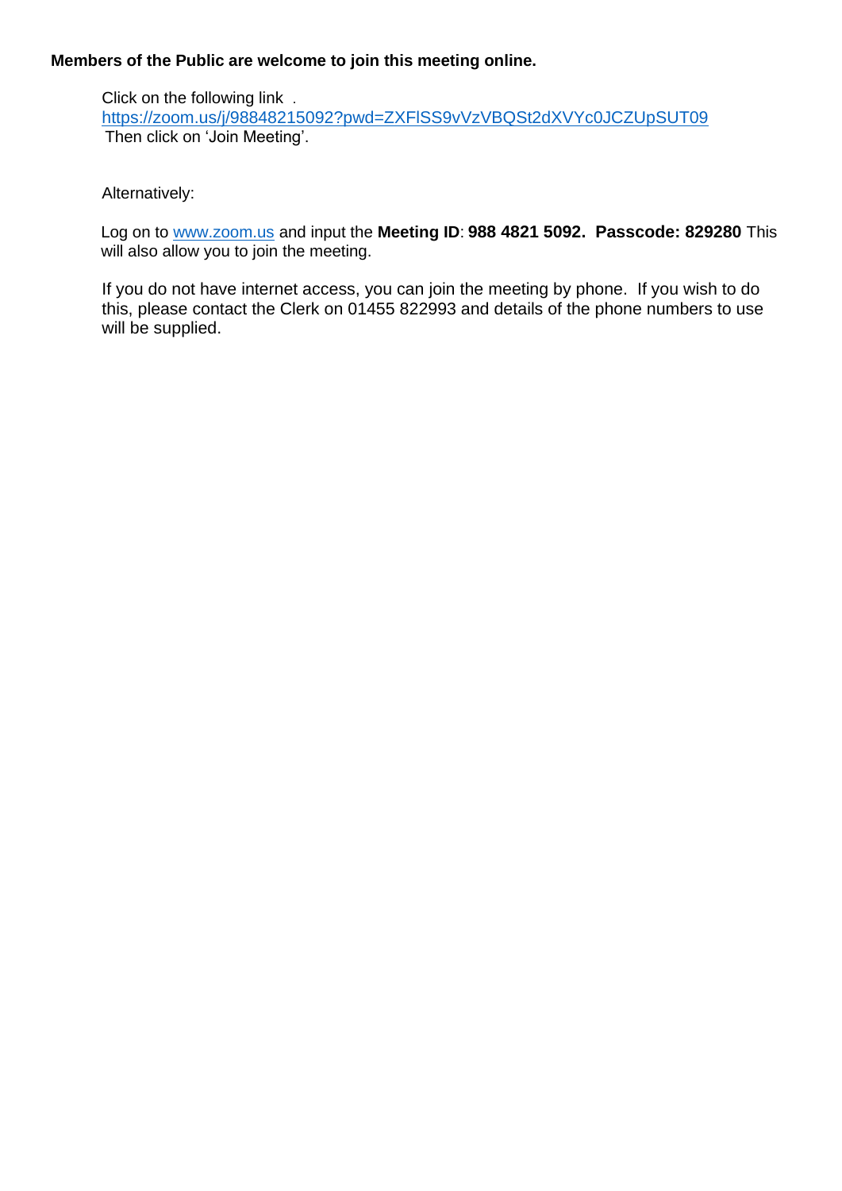**Members of the Public are welcome to join this meeting online.**

Click on the following link .
https://zoom.us/j/98848215092?pwd=ZXFlSS9vVzVBQSt2dXVYc0JCZUpSUT09
Then click on 'Join Meeting'.

Alternatively:

Log on to www.zoom.us and input the **Meeting ID**: **988 4821 5092. Passcode: 829280** This will also allow you to join the meeting.

If you do not have internet access, you can join the meeting by phone. If you wish to do this, please contact the Clerk on 01455 822993 and details of the phone numbers to use will be supplied.